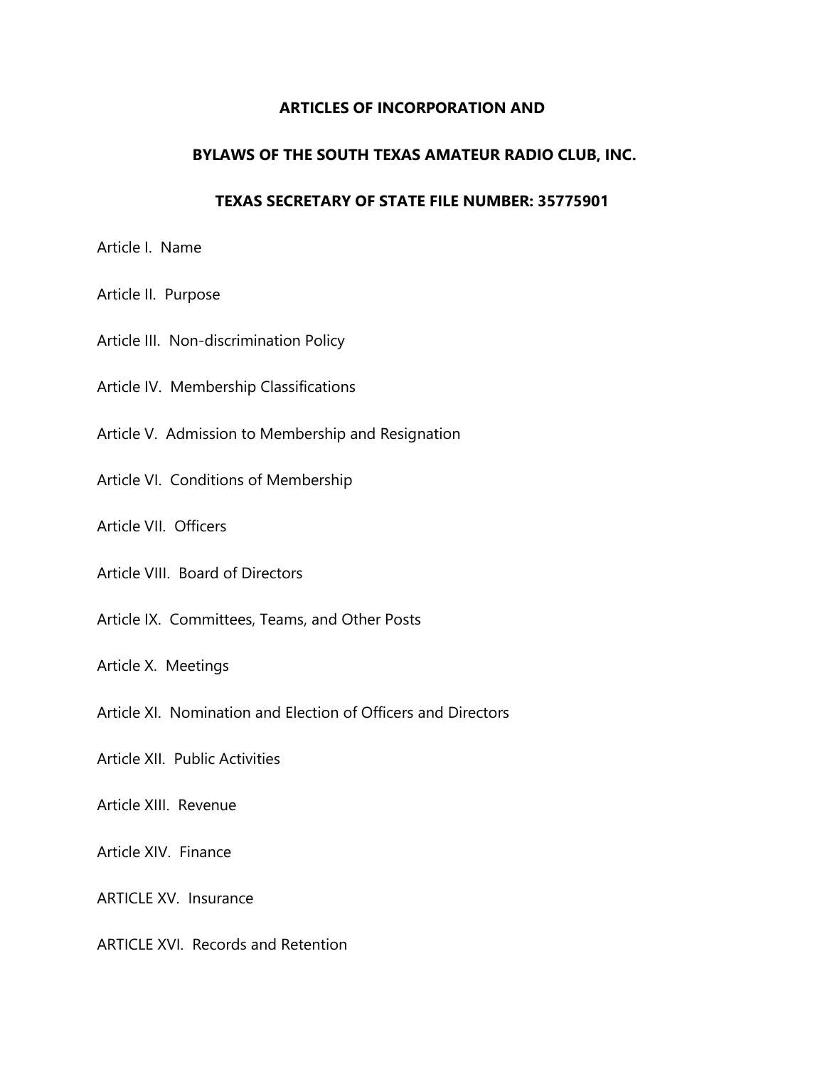**ARTICLES OF INCORPORATION AND**

**BYLAWS OF THE SOUTH TEXAS AMATEUR RADIO CLUB, INC.**

**TEXAS SECRETARY OF STATE FILE NUMBER: 35775901**

Article I. Name

Article II. Purpose

Article III. Non-discrimination Policy

Article IV. Membership Classifications

Article V. Admission to Membership and Resignation

Article VI. Conditions of Membership

Article VII. Officers

Article VIII. Board of Directors

Article IX. Committees, Teams, and Other Posts

Article X. Meetings

Article XI. Nomination and Election of Officers and Directors

Article XII. Public Activities

Article XIII. Revenue

Article XIV. Finance

ARTICLE XV. Insurance

ARTICLE XVI. Records and Retention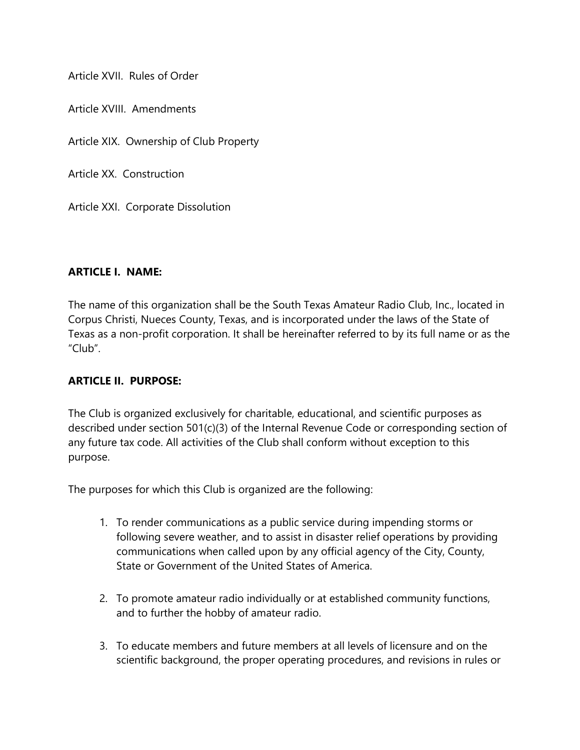Article XVII.  Rules of Order

Article XVIII.  Amendments

Article XIX.  Ownership of Club Property

Article XX.  Construction

Article XXI.  Corporate Dissolution

## ARTICLE I.  NAME:

The name of this organization shall be the South Texas Amateur Radio Club, Inc., located in Corpus Christi, Nueces County, Texas, and is incorporated under the laws of the State of Texas as a non-profit corporation. It shall be hereinafter referred to by its full name or as the "Club".

## ARTICLE II.  PURPOSE:

The Club is organized exclusively for charitable, educational, and scientific purposes as described under section 501(c)(3) of the Internal Revenue Code or corresponding section of any future tax code. All activities of the Club shall conform without exception to this purpose.

The purposes for which this Club is organized are the following:

1. To render communications as a public service during impending storms or following severe weather, and to assist in disaster relief operations by providing communications when called upon by any official agency of the City, County, State or Government of the United States of America.

2. To promote amateur radio individually or at established community functions, and to further the hobby of amateur radio.

3. To educate members and future members at all levels of licensure and on the scientific background, the proper operating procedures, and revisions in rules or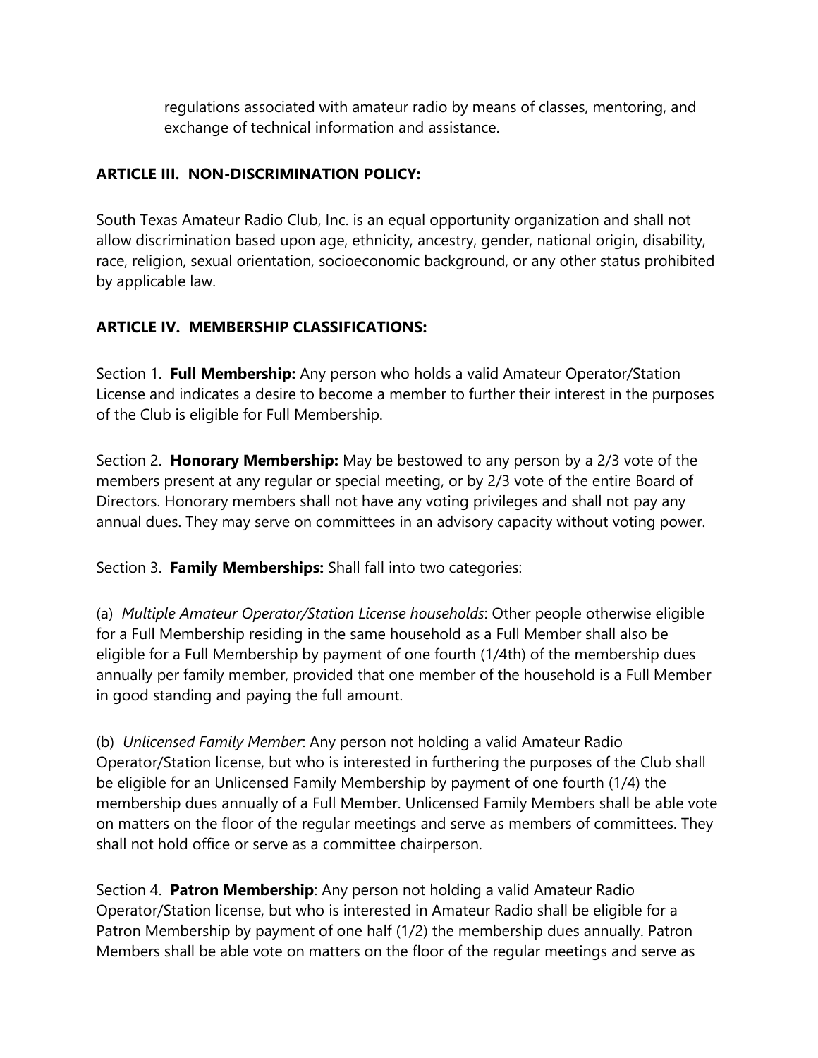regulations associated with amateur radio by means of classes, mentoring, and exchange of technical information and assistance.

**ARTICLE III. NON-DISCRIMINATION POLICY:**

South Texas Amateur Radio Club, Inc. is an equal opportunity organization and shall not allow discrimination based upon age, ethnicity, ancestry, gender, national origin, disability, race, religion, sexual orientation, socioeconomic background, or any other status prohibited by applicable law.

**ARTICLE IV. MEMBERSHIP CLASSIFICATIONS:**

Section 1. **Full Membership:** Any person who holds a valid Amateur Operator/Station License and indicates a desire to become a member to further their interest in the purposes of the Club is eligible for Full Membership.

Section 2. **Honorary Membership:** May be bestowed to any person by a 2/3 vote of the members present at any regular or special meeting, or by 2/3 vote of the entire Board of Directors. Honorary members shall not have any voting privileges and shall not pay any annual dues. They may serve on committees in an advisory capacity without voting power.

Section 3. **Family Memberships:** Shall fall into two categories:

(a) *Multiple Amateur Operator/Station License households*: Other people otherwise eligible for a Full Membership residing in the same household as a Full Member shall also be eligible for a Full Membership by payment of one fourth (1/4th) of the membership dues annually per family member, provided that one member of the household is a Full Member in good standing and paying the full amount.

(b) *Unlicensed Family Member*: Any person not holding a valid Amateur Radio Operator/Station license, but who is interested in furthering the purposes of the Club shall be eligible for an Unlicensed Family Membership by payment of one fourth (1/4) the membership dues annually of a Full Member. Unlicensed Family Members shall be able vote on matters on the floor of the regular meetings and serve as members of committees. They shall not hold office or serve as a committee chairperson.

Section 4. **Patron Membership**: Any person not holding a valid Amateur Radio Operator/Station license, but who is interested in Amateur Radio shall be eligible for a Patron Membership by payment of one half (1/2) the membership dues annually. Patron Members shall be able vote on matters on the floor of the regular meetings and serve as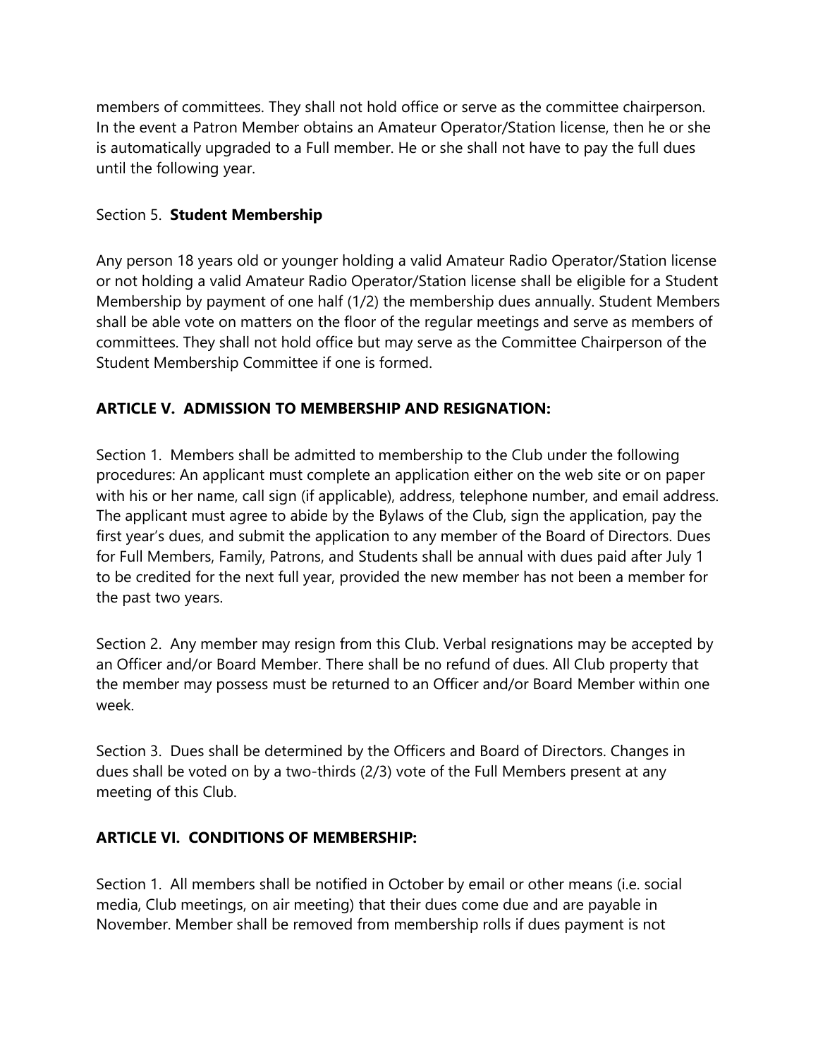members of committees. They shall not hold office or serve as the committee chairperson. In the event a Patron Member obtains an Amateur Operator/Station license, then he or she is automatically upgraded to a Full member. He or she shall not have to pay the full dues until the following year.

Section 5. **Student Membership**

Any person 18 years old or younger holding a valid Amateur Radio Operator/Station license or not holding a valid Amateur Radio Operator/Station license shall be eligible for a Student Membership by payment of one half (1/2) the membership dues annually. Student Members shall be able vote on matters on the floor of the regular meetings and serve as members of committees. They shall not hold office but may serve as the Committee Chairperson of the Student Membership Committee if one is formed.

## ARTICLE V. ADMISSION TO MEMBERSHIP AND RESIGNATION:

Section 1. Members shall be admitted to membership to the Club under the following procedures: An applicant must complete an application either on the web site or on paper with his or her name, call sign (if applicable), address, telephone number, and email address. The applicant must agree to abide by the Bylaws of the Club, sign the application, pay the first year's dues, and submit the application to any member of the Board of Directors. Dues for Full Members, Family, Patrons, and Students shall be annual with dues paid after July 1 to be credited for the next full year, provided the new member has not been a member for the past two years.

Section 2. Any member may resign from this Club. Verbal resignations may be accepted by an Officer and/or Board Member. There shall be no refund of dues. All Club property that the member may possess must be returned to an Officer and/or Board Member within one week.

Section 3. Dues shall be determined by the Officers and Board of Directors. Changes in dues shall be voted on by a two-thirds (2/3) vote of the Full Members present at any meeting of this Club.

## ARTICLE VI. CONDITIONS OF MEMBERSHIP:

Section 1. All members shall be notified in October by email or other means (i.e. social media, Club meetings, on air meeting) that their dues come due and are payable in November. Member shall be removed from membership rolls if dues payment is not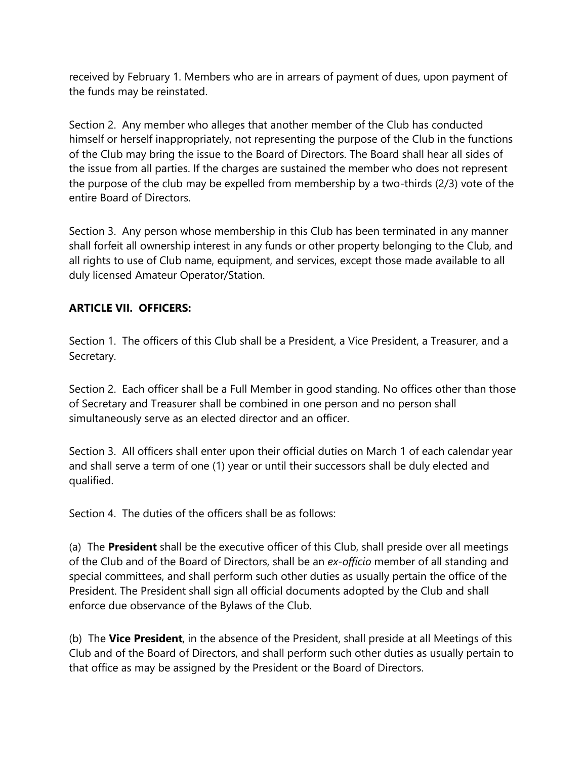received by February 1. Members who are in arrears of payment of dues, upon payment of the funds may be reinstated.

Section 2. Any member who alleges that another member of the Club has conducted himself or herself inappropriately, not representing the purpose of the Club in the functions of the Club may bring the issue to the Board of Directors. The Board shall hear all sides of the issue from all parties. If the charges are sustained the member who does not represent the purpose of the club may be expelled from membership by a two-thirds (2/3) vote of the entire Board of Directors.

Section 3. Any person whose membership in this Club has been terminated in any manner shall forfeit all ownership interest in any funds or other property belonging to the Club, and all rights to use of Club name, equipment, and services, except those made available to all duly licensed Amateur Operator/Station.

**ARTICLE VII. OFFICERS:**

Section 1. The officers of this Club shall be a President, a Vice President, a Treasurer, and a Secretary.

Section 2. Each officer shall be a Full Member in good standing. No offices other than those of Secretary and Treasurer shall be combined in one person and no person shall simultaneously serve as an elected director and an officer.

Section 3. All officers shall enter upon their official duties on March 1 of each calendar year and shall serve a term of one (1) year or until their successors shall be duly elected and qualified.

Section 4. The duties of the officers shall be as follows:

(a) The **President** shall be the executive officer of this Club, shall preside over all meetings of the Club and of the Board of Directors, shall be an *ex-officio* member of all standing and special committees, and shall perform such other duties as usually pertain the office of the President. The President shall sign all official documents adopted by the Club and shall enforce due observance of the Bylaws of the Club.

(b) The **Vice President**, in the absence of the President, shall preside at all Meetings of this Club and of the Board of Directors, and shall perform such other duties as usually pertain to that office as may be assigned by the President or the Board of Directors.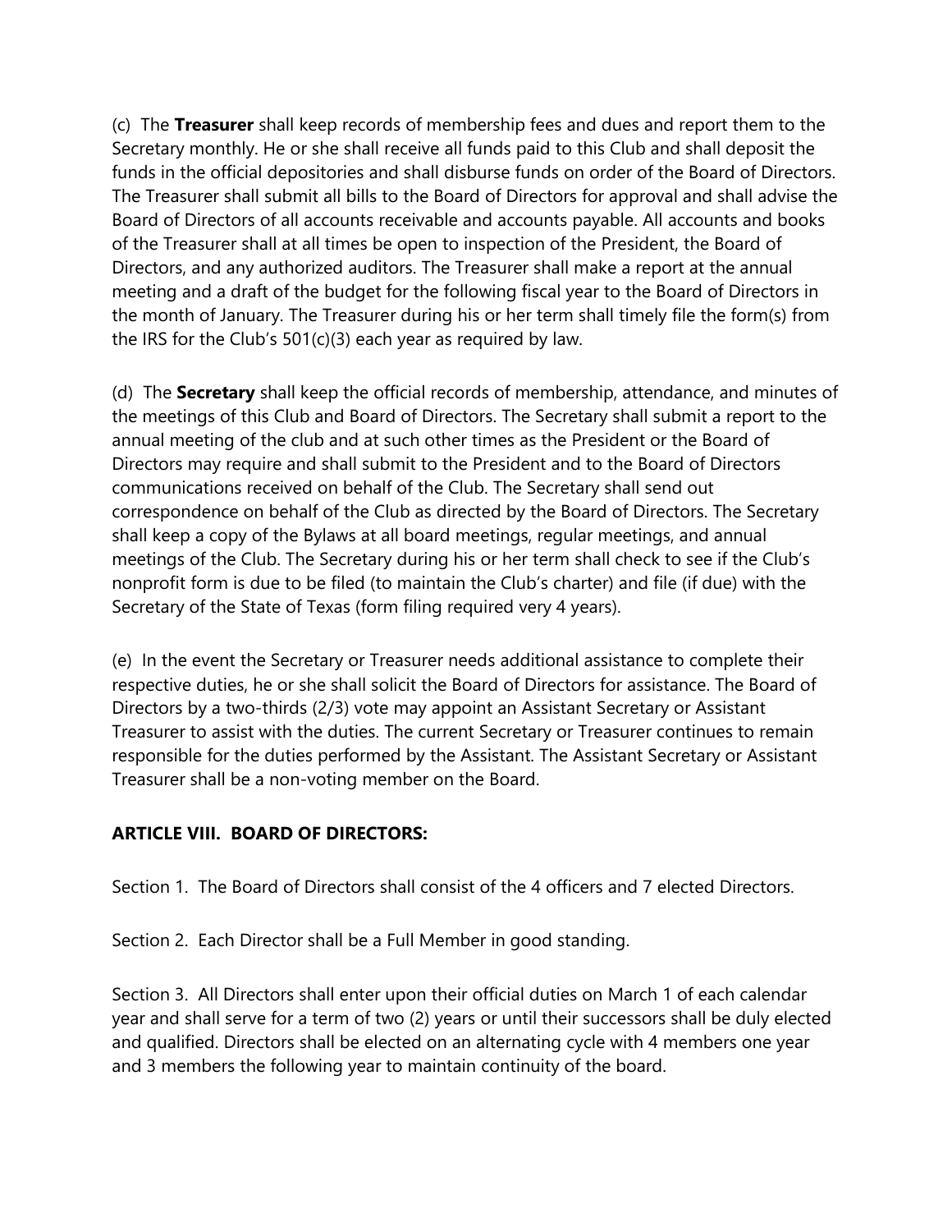(c) The **Treasurer** shall keep records of membership fees and dues and report them to the Secretary monthly. He or she shall receive all funds paid to this Club and shall deposit the funds in the official depositories and shall disburse funds on order of the Board of Directors. The Treasurer shall submit all bills to the Board of Directors for approval and shall advise the Board of Directors of all accounts receivable and accounts payable. All accounts and books of the Treasurer shall at all times be open to inspection of the President, the Board of Directors, and any authorized auditors. The Treasurer shall make a report at the annual meeting and a draft of the budget for the following fiscal year to the Board of Directors in the month of January. The Treasurer during his or her term shall timely file the form(s) from the IRS for the Club's 501(c)(3) each year as required by law.

(d) The **Secretary** shall keep the official records of membership, attendance, and minutes of the meetings of this Club and Board of Directors. The Secretary shall submit a report to the annual meeting of the club and at such other times as the President or the Board of Directors may require and shall submit to the President and to the Board of Directors communications received on behalf of the Club. The Secretary shall send out correspondence on behalf of the Club as directed by the Board of Directors. The Secretary shall keep a copy of the Bylaws at all board meetings, regular meetings, and annual meetings of the Club. The Secretary during his or her term shall check to see if the Club's nonprofit form is due to be filed (to maintain the Club's charter) and file (if due) with the Secretary of the State of Texas (form filing required very 4 years).

(e) In the event the Secretary or Treasurer needs additional assistance to complete their respective duties, he or she shall solicit the Board of Directors for assistance. The Board of Directors by a two-thirds (2/3) vote may appoint an Assistant Secretary or Assistant Treasurer to assist with the duties. The current Secretary or Treasurer continues to remain responsible for the duties performed by the Assistant. The Assistant Secretary or Assistant Treasurer shall be a non-voting member on the Board.

**ARTICLE VIII. BOARD OF DIRECTORS:**

Section 1. The Board of Directors shall consist of the 4 officers and 7 elected Directors.

Section 2. Each Director shall be a Full Member in good standing.

Section 3. All Directors shall enter upon their official duties on March 1 of each calendar year and shall serve for a term of two (2) years or until their successors shall be duly elected and qualified. Directors shall be elected on an alternating cycle with 4 members one year and 3 members the following year to maintain continuity of the board.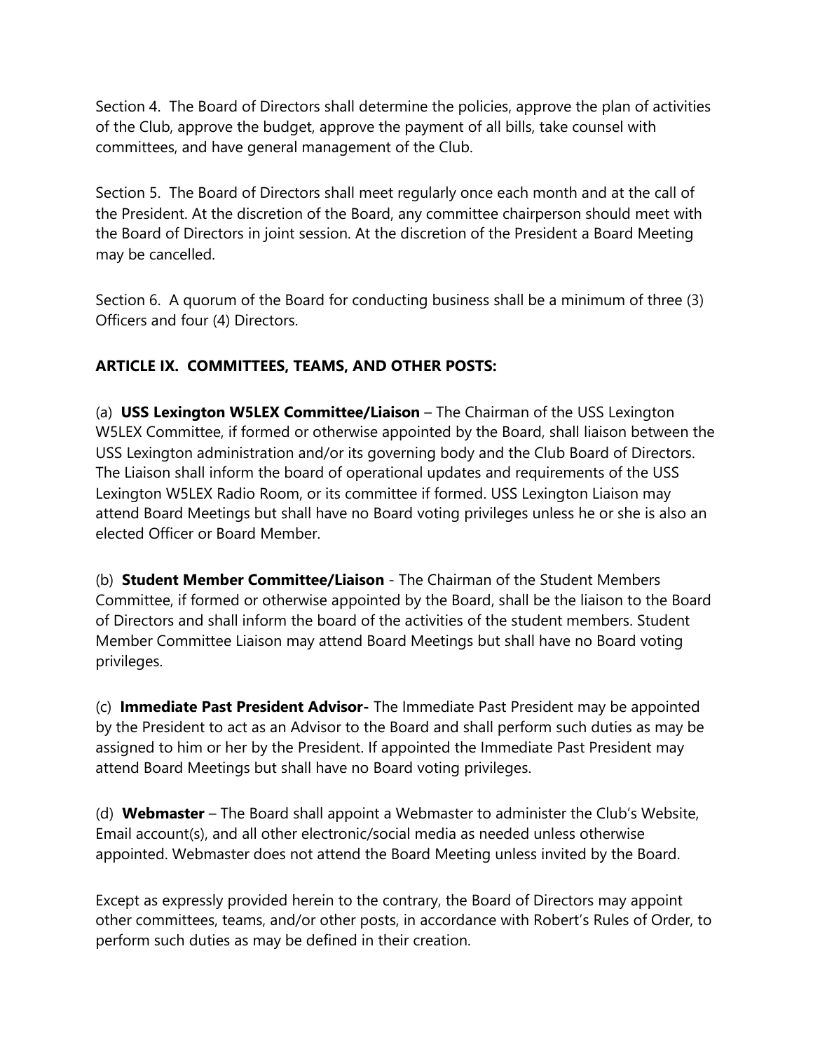Section 4. The Board of Directors shall determine the policies, approve the plan of activities of the Club, approve the budget, approve the payment of all bills, take counsel with committees, and have general management of the Club.

Section 5. The Board of Directors shall meet regularly once each month and at the call of the President. At the discretion of the Board, any committee chairperson should meet with the Board of Directors in joint session. At the discretion of the President a Board Meeting may be cancelled.

Section 6. A quorum of the Board for conducting business shall be a minimum of three (3) Officers and four (4) Directors.

## ARTICLE IX. COMMITTEES, TEAMS, AND OTHER POSTS:

(a) **USS Lexington W5LEX Committee/Liaison** – The Chairman of the USS Lexington W5LEX Committee, if formed or otherwise appointed by the Board, shall liaison between the USS Lexington administration and/or its governing body and the Club Board of Directors. The Liaison shall inform the board of operational updates and requirements of the USS Lexington W5LEX Radio Room, or its committee if formed. USS Lexington Liaison may attend Board Meetings but shall have no Board voting privileges unless he or she is also an elected Officer or Board Member.

(b) **Student Member Committee/Liaison** - The Chairman of the Student Members Committee, if formed or otherwise appointed by the Board, shall be the liaison to the Board of Directors and shall inform the board of the activities of the student members. Student Member Committee Liaison may attend Board Meetings but shall have no Board voting privileges.

(c) **Immediate Past President Advisor-** The Immediate Past President may be appointed by the President to act as an Advisor to the Board and shall perform such duties as may be assigned to him or her by the President. If appointed the Immediate Past President may attend Board Meetings but shall have no Board voting privileges.

(d) **Webmaster** – The Board shall appoint a Webmaster to administer the Club's Website, Email account(s), and all other electronic/social media as needed unless otherwise appointed. Webmaster does not attend the Board Meeting unless invited by the Board.

Except as expressly provided herein to the contrary, the Board of Directors may appoint other committees, teams, and/or other posts, in accordance with Robert's Rules of Order, to perform such duties as may be defined in their creation.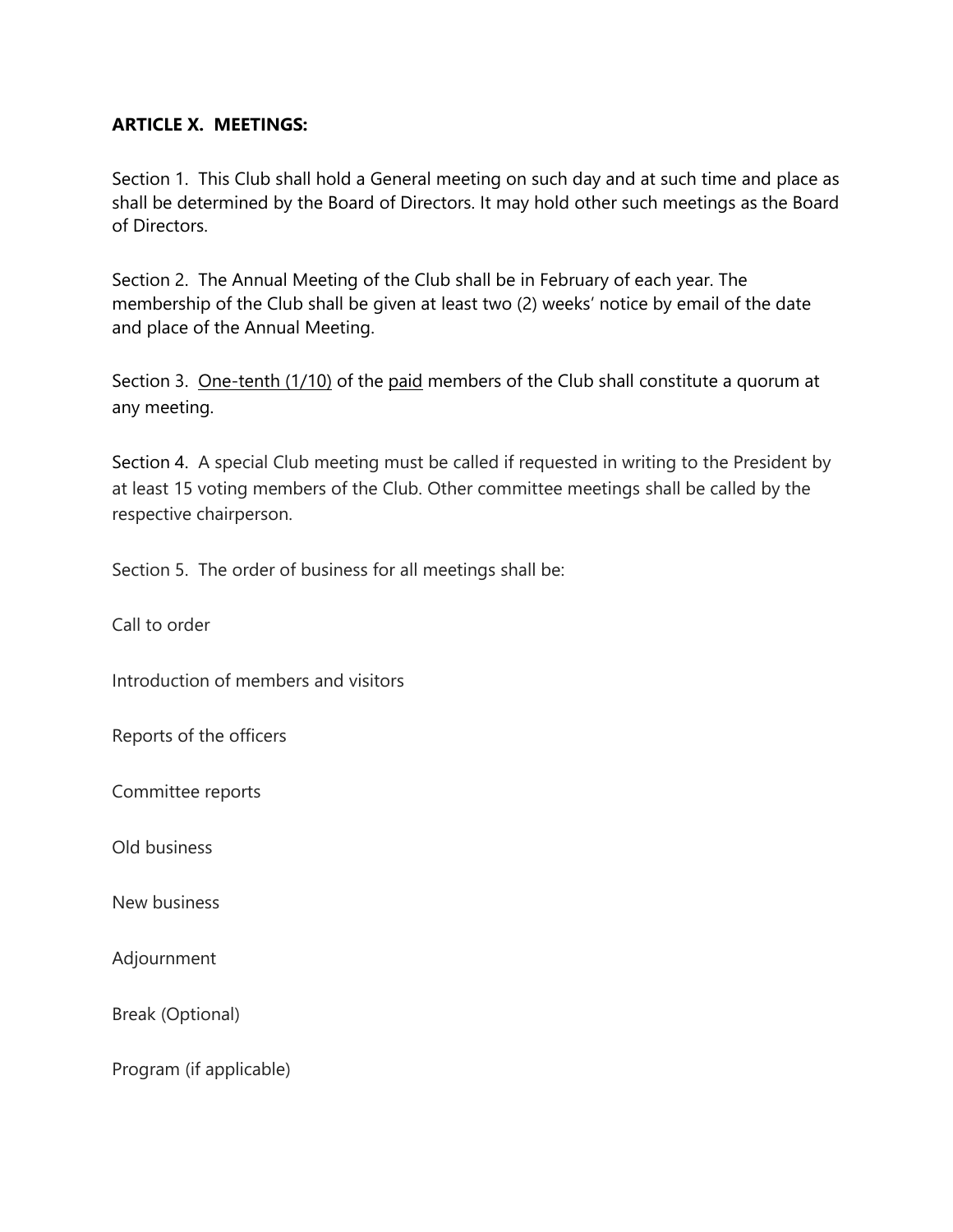**ARTICLE X.  MEETINGS:**

Section 1.  This Club shall hold a General meeting on such day and at such time and place as shall be determined by the Board of Directors. It may hold other such meetings as the Board of Directors.

Section 2.  The Annual Meeting of the Club shall be in February of each year. The membership of the Club shall be given at least two (2) weeks' notice by email of the date and place of the Annual Meeting.

Section 3.  <u>One-tenth (1/10)</u> of the <u>paid</u> members of the Club shall constitute a quorum at any meeting.

Section 4.  A special Club meeting must be called if requested in writing to the President by at least 15 voting members of the Club. Other committee meetings shall be called by the respective chairperson.

Section 5.  The order of business for all meetings shall be:

Call to order

Introduction of members and visitors

Reports of the officers

Committee reports

Old business

New business

Adjournment

Break (Optional)

Program (if applicable)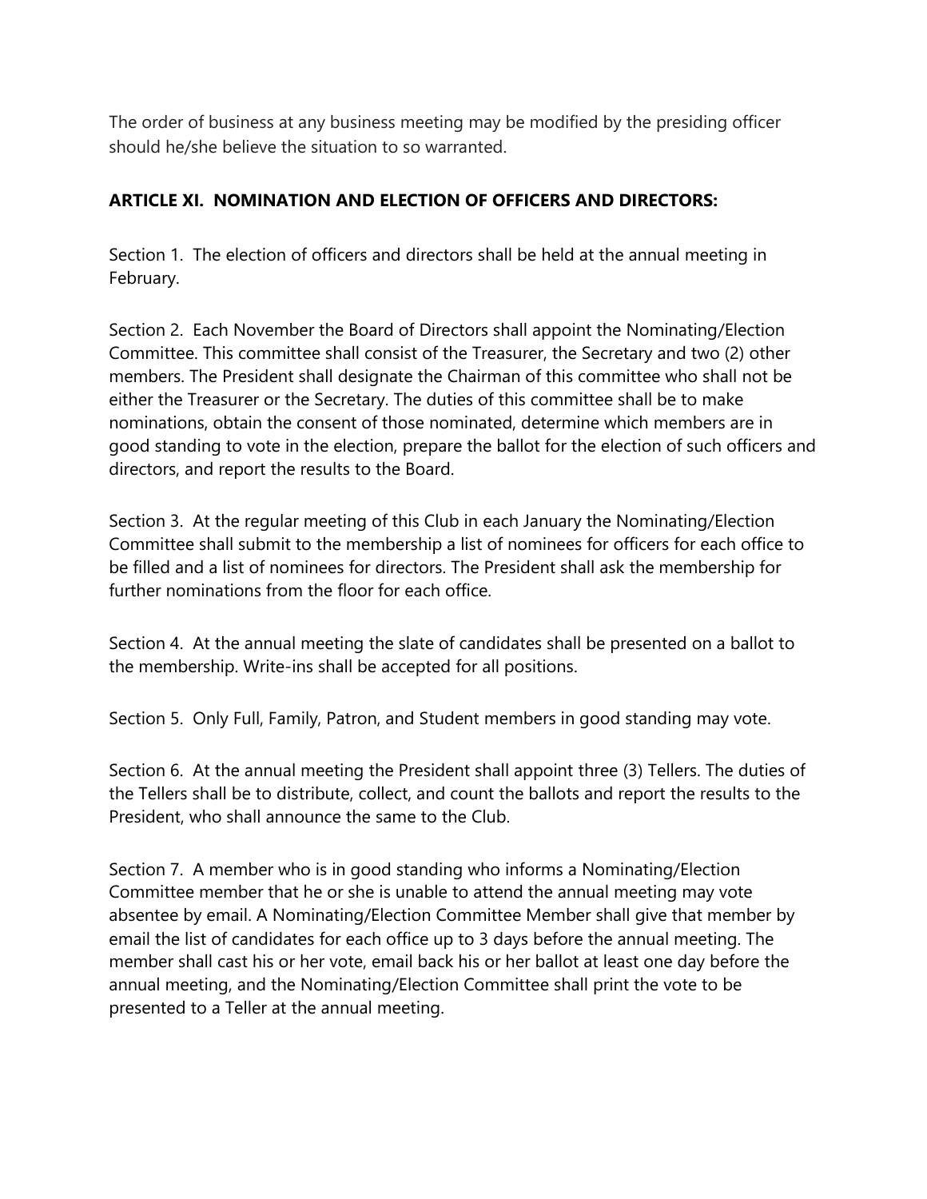The order of business at any business meeting may be modified by the presiding officer should he/she believe the situation to so warranted.

## ARTICLE XI. NOMINATION AND ELECTION OF OFFICERS AND DIRECTORS:

Section 1. The election of officers and directors shall be held at the annual meeting in February.

Section 2. Each November the Board of Directors shall appoint the Nominating/Election Committee. This committee shall consist of the Treasurer, the Secretary and two (2) other members. The President shall designate the Chairman of this committee who shall not be either the Treasurer or the Secretary. The duties of this committee shall be to make nominations, obtain the consent of those nominated, determine which members are in good standing to vote in the election, prepare the ballot for the election of such officers and directors, and report the results to the Board.

Section 3. At the regular meeting of this Club in each January the Nominating/Election Committee shall submit to the membership a list of nominees for officers for each office to be filled and a list of nominees for directors. The President shall ask the membership for further nominations from the floor for each office.

Section 4. At the annual meeting the slate of candidates shall be presented on a ballot to the membership. Write-ins shall be accepted for all positions.

Section 5. Only Full, Family, Patron, and Student members in good standing may vote.

Section 6. At the annual meeting the President shall appoint three (3) Tellers. The duties of the Tellers shall be to distribute, collect, and count the ballots and report the results to the President, who shall announce the same to the Club.

Section 7. A member who is in good standing who informs a Nominating/Election Committee member that he or she is unable to attend the annual meeting may vote absentee by email. A Nominating/Election Committee Member shall give that member by email the list of candidates for each office up to 3 days before the annual meeting. The member shall cast his or her vote, email back his or her ballot at least one day before the annual meeting, and the Nominating/Election Committee shall print the vote to be presented to a Teller at the annual meeting.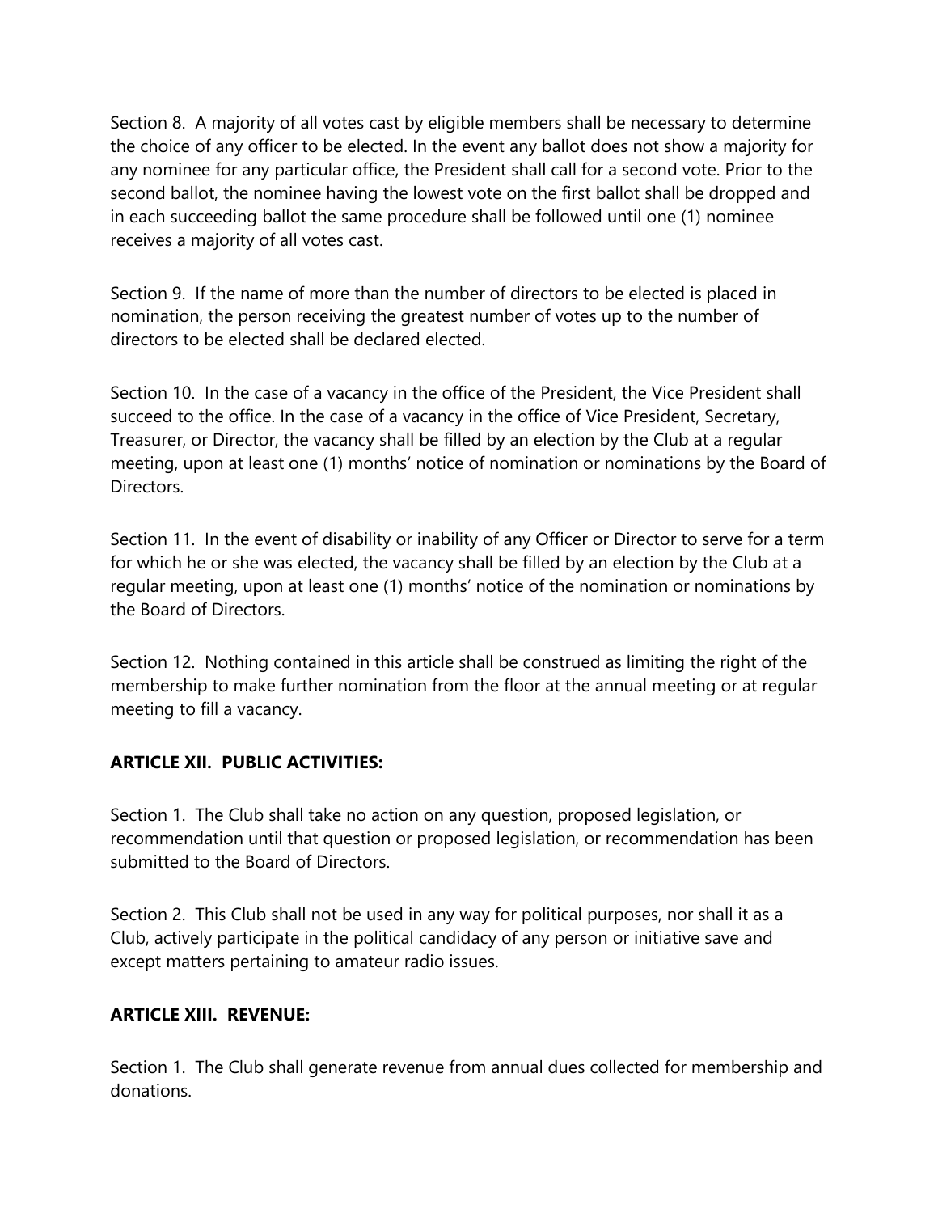Section 8. A majority of all votes cast by eligible members shall be necessary to determine the choice of any officer to be elected. In the event any ballot does not show a majority for any nominee for any particular office, the President shall call for a second vote. Prior to the second ballot, the nominee having the lowest vote on the first ballot shall be dropped and in each succeeding ballot the same procedure shall be followed until one (1) nominee receives a majority of all votes cast.

Section 9. If the name of more than the number of directors to be elected is placed in nomination, the person receiving the greatest number of votes up to the number of directors to be elected shall be declared elected.

Section 10. In the case of a vacancy in the office of the President, the Vice President shall succeed to the office. In the case of a vacancy in the office of Vice President, Secretary, Treasurer, or Director, the vacancy shall be filled by an election by the Club at a regular meeting, upon at least one (1) months' notice of nomination or nominations by the Board of Directors.

Section 11. In the event of disability or inability of any Officer or Director to serve for a term for which he or she was elected, the vacancy shall be filled by an election by the Club at a regular meeting, upon at least one (1) months' notice of the nomination or nominations by the Board of Directors.

Section 12. Nothing contained in this article shall be construed as limiting the right of the membership to make further nomination from the floor at the annual meeting or at regular meeting to fill a vacancy.

**ARTICLE XII. PUBLIC ACTIVITIES:**

Section 1. The Club shall take no action on any question, proposed legislation, or recommendation until that question or proposed legislation, or recommendation has been submitted to the Board of Directors.

Section 2. This Club shall not be used in any way for political purposes, nor shall it as a Club, actively participate in the political candidacy of any person or initiative save and except matters pertaining to amateur radio issues.

**ARTICLE XIII. REVENUE:**

Section 1. The Club shall generate revenue from annual dues collected for membership and donations.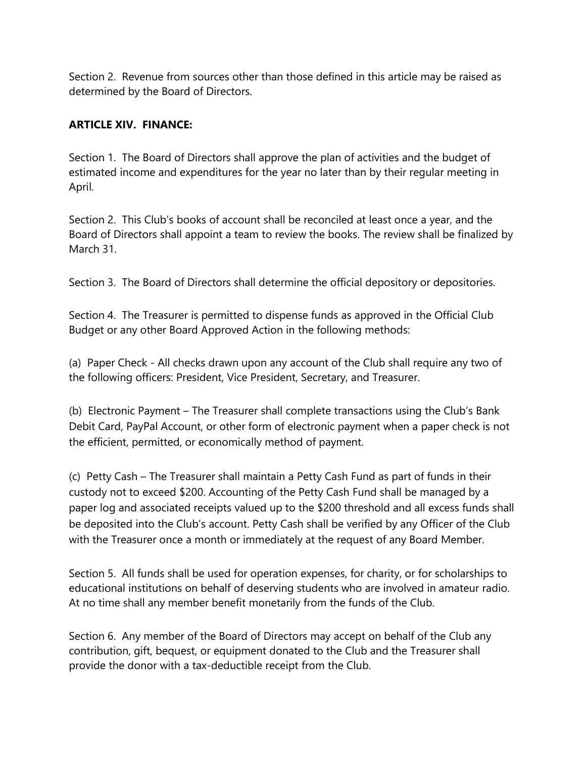Section 2. Revenue from sources other than those defined in this article may be raised as determined by the Board of Directors.

**ARTICLE XIV. FINANCE:**

Section 1. The Board of Directors shall approve the plan of activities and the budget of estimated income and expenditures for the year no later than by their regular meeting in April.

Section 2. This Club's books of account shall be reconciled at least once a year, and the Board of Directors shall appoint a team to review the books. The review shall be finalized by March 31.

Section 3. The Board of Directors shall determine the official depository or depositories.

Section 4. The Treasurer is permitted to dispense funds as approved in the Official Club Budget or any other Board Approved Action in the following methods:

(a) Paper Check - All checks drawn upon any account of the Club shall require any two of the following officers: President, Vice President, Secretary, and Treasurer.

(b) Electronic Payment – The Treasurer shall complete transactions using the Club's Bank Debit Card, PayPal Account, or other form of electronic payment when a paper check is not the efficient, permitted, or economically method of payment.

(c) Petty Cash – The Treasurer shall maintain a Petty Cash Fund as part of funds in their custody not to exceed $200. Accounting of the Petty Cash Fund shall be managed by a paper log and associated receipts valued up to the $200 threshold and all excess funds shall be deposited into the Club's account. Petty Cash shall be verified by any Officer of the Club with the Treasurer once a month or immediately at the request of any Board Member.

Section 5. All funds shall be used for operation expenses, for charity, or for scholarships to educational institutions on behalf of deserving students who are involved in amateur radio. At no time shall any member benefit monetarily from the funds of the Club.

Section 6. Any member of the Board of Directors may accept on behalf of the Club any contribution, gift, bequest, or equipment donated to the Club and the Treasurer shall provide the donor with a tax-deductible receipt from the Club.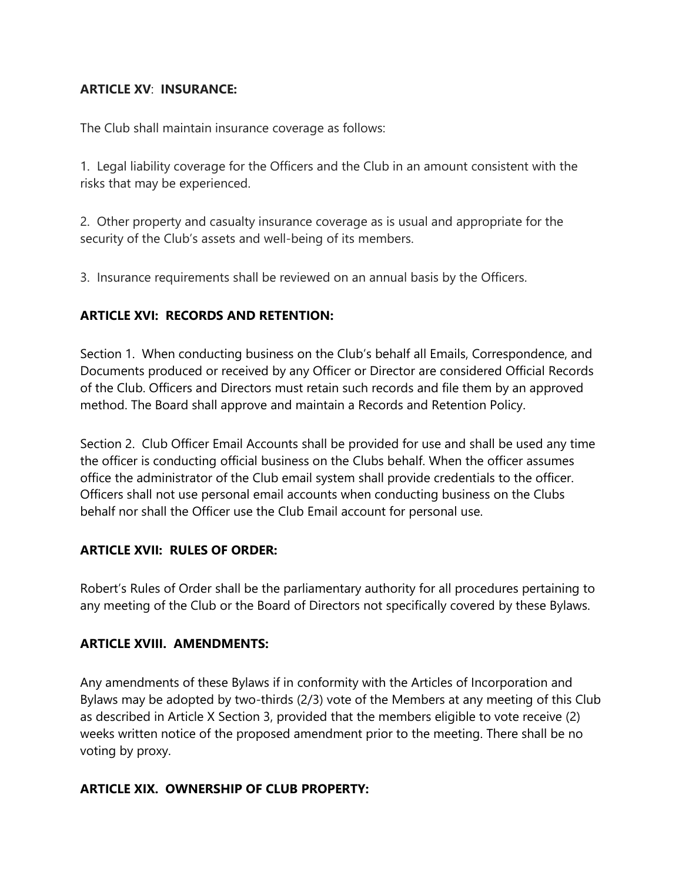**ARTICLE XV**: **INSURANCE:**

The Club shall maintain insurance coverage as follows:

1. Legal liability coverage for the Officers and the Club in an amount consistent with the risks that may be experienced.

2. Other property and casualty insurance coverage as is usual and appropriate for the security of the Club's assets and well-being of its members.

3. Insurance requirements shall be reviewed on an annual basis by the Officers.

**ARTICLE XVI: RECORDS AND RETENTION:**

Section 1. When conducting business on the Club's behalf all Emails, Correspondence, and Documents produced or received by any Officer or Director are considered Official Records of the Club. Officers and Directors must retain such records and file them by an approved method. The Board shall approve and maintain a Records and Retention Policy.

Section 2. Club Officer Email Accounts shall be provided for use and shall be used any time the officer is conducting official business on the Clubs behalf. When the officer assumes office the administrator of the Club email system shall provide credentials to the officer. Officers shall not use personal email accounts when conducting business on the Clubs behalf nor shall the Officer use the Club Email account for personal use.

**ARTICLE XVII: RULES OF ORDER:**

Robert's Rules of Order shall be the parliamentary authority for all procedures pertaining to any meeting of the Club or the Board of Directors not specifically covered by these Bylaws.

**ARTICLE XVIII. AMENDMENTS:**

Any amendments of these Bylaws if in conformity with the Articles of Incorporation and Bylaws may be adopted by two-thirds (2/3) vote of the Members at any meeting of this Club as described in Article X Section 3, provided that the members eligible to vote receive (2) weeks written notice of the proposed amendment prior to the meeting. There shall be no voting by proxy.

**ARTICLE XIX. OWNERSHIP OF CLUB PROPERTY:**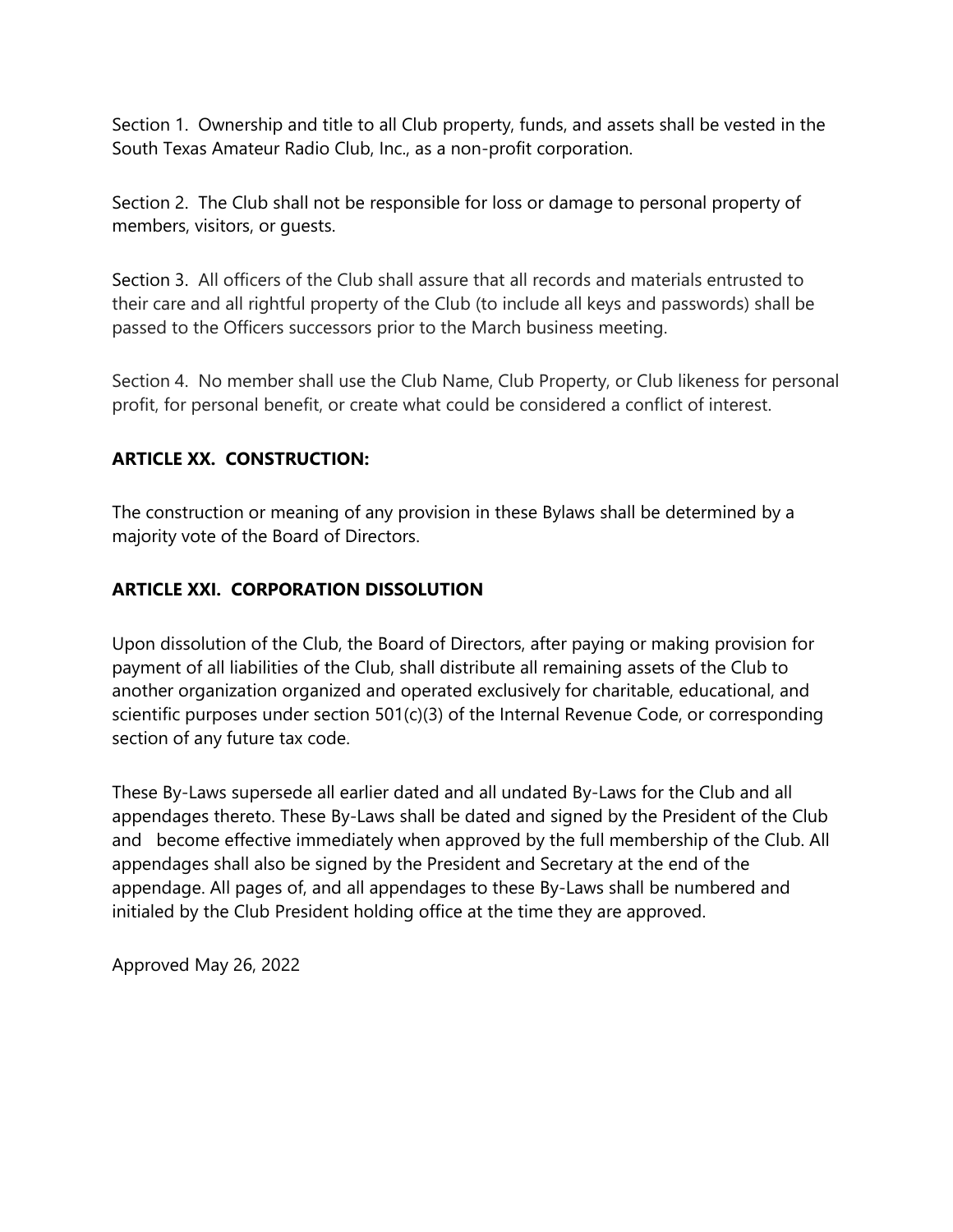Section 1. Ownership and title to all Club property, funds, and assets shall be vested in the South Texas Amateur Radio Club, Inc., as a non-profit corporation.

Section 2. The Club shall not be responsible for loss or damage to personal property of members, visitors, or guests.

Section 3. All officers of the Club shall assure that all records and materials entrusted to their care and all rightful property of the Club (to include all keys and passwords) shall be passed to the Officers successors prior to the March business meeting.

Section 4. No member shall use the Club Name, Club Property, or Club likeness for personal profit, for personal benefit, or create what could be considered a conflict of interest.

## ARTICLE XX. CONSTRUCTION:

The construction or meaning of any provision in these Bylaws shall be determined by a majority vote of the Board of Directors.

## ARTICLE XXI. CORPORATION DISSOLUTION

Upon dissolution of the Club, the Board of Directors, after paying or making provision for payment of all liabilities of the Club, shall distribute all remaining assets of the Club to another organization organized and operated exclusively for charitable, educational, and scientific purposes under section 501(c)(3) of the Internal Revenue Code, or corresponding section of any future tax code.

These By-Laws supersede all earlier dated and all undated By-Laws for the Club and all appendages thereto. These By-Laws shall be dated and signed by the President of the Club and become effective immediately when approved by the full membership of the Club. All appendages shall also be signed by the President and Secretary at the end of the appendage. All pages of, and all appendages to these By-Laws shall be numbered and initialed by the Club President holding office at the time they are approved.

Approved May 26, 2022